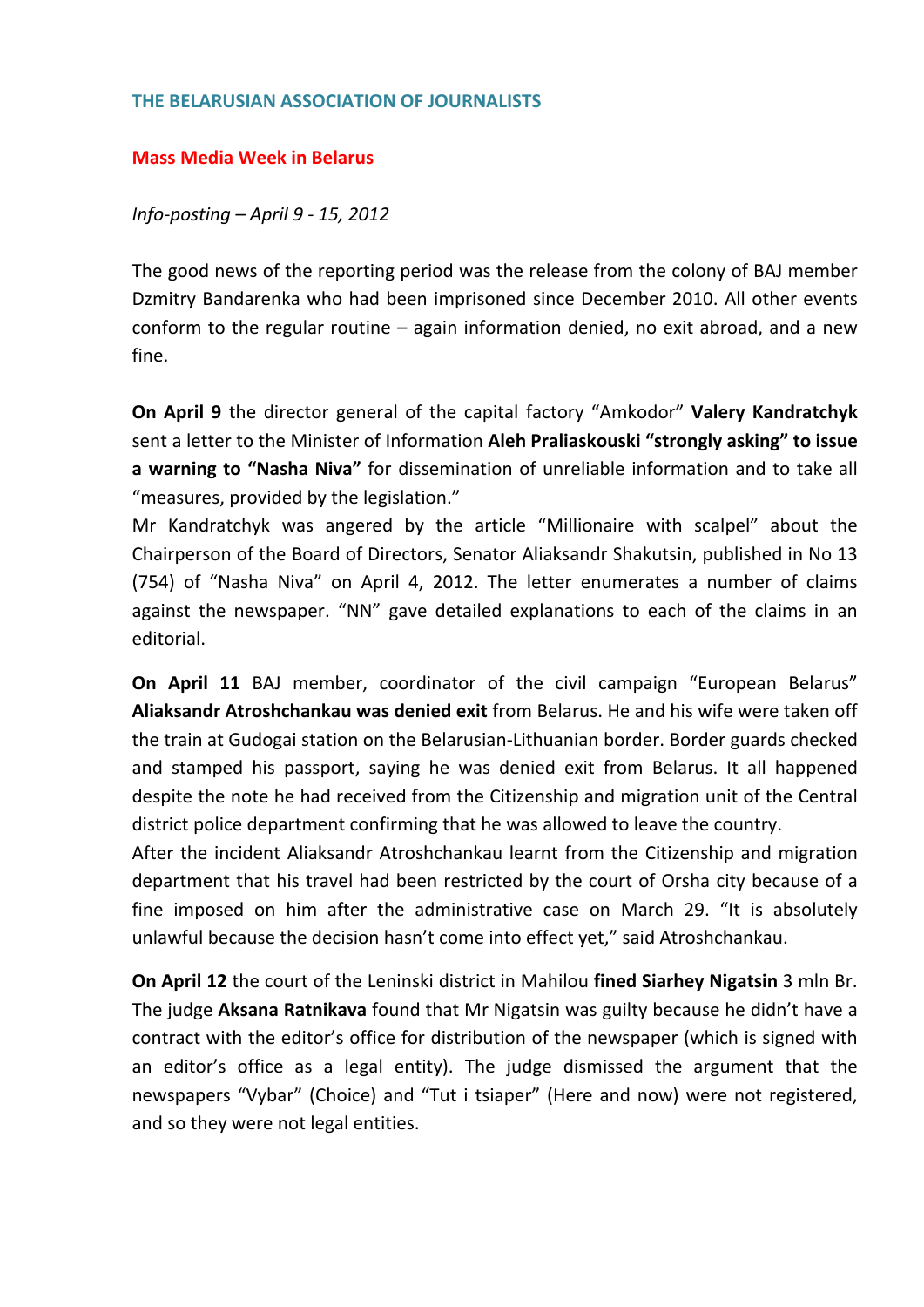## THE BELARUSIAN ASSOCIATION OF JOURNALISTS

### Mass Media Week in Belarus

*Info-posting – April 9 - 15, 2012*

The good news of the reporting period was the release from the colony of BAJ member Dzmitry Bandarenka who had been imprisoned since December 2010. All other events conform to the regular routine – again information denied, no exit abroad, and a new fine.

**On April 9** the director general of the capital factory "Amkodor" **Valery Kandratchyk** sent a letter to the Minister of Information **Aleh Praliaskouski "strongly asking" to issue a warning to "Nasha Niva"** for dissemination of unreliable information and to take all "measures, provided by the legislation."

Mr Kandratchyk was angered by the article "Millionaire with scalpel" about the Chairperson of the Board of Directors, Senator Aliaksandr Shakutsin, published in No 13 (754) of "Nasha Niva" on April 4, 2012. The letter enumerates a number of claims against the newspaper. "NN" gave detailed explanations to each of the claims in an editorial.

**On April 11** BAJ member, coordinator of the civil campaign "European Belarus" **Aliaksandr Atroshchankau was denied exit** from Belarus. He and his wife were taken off the train at Gudogai station on the Belarusian-Lithuanian border. Border guards checked and stamped his passport, saying he was denied exit from Belarus. It all happened despite the note he had received from the Citizenship and migration unit of the Central district police department confirming that he was allowed to leave the country.

After the incident Aliaksandr Atroshchankau learnt from the Citizenship and migration department that his travel had been restricted by the court of Orsha city because of a fine imposed on him after the administrative case on March 29. "It is absolutely unlawful because the decision hasn't come into effect yet," said Atroshchankau.

**On April 12** the court of the Leninski district in Mahilou **fined Siarhey Nigatsin** 3 mln Br. The judge **Aksana Ratnikava** found that Mr Nigatsin was guilty because he didn't have a contract with the editor's office for distribution of the newspaper (which is signed with an editor's office as a legal entity). The judge dismissed the argument that the newspapers "Vybar" (Choice) and "Tut i tsiaper" (Here and now) were not registered, and so they were not legal entities.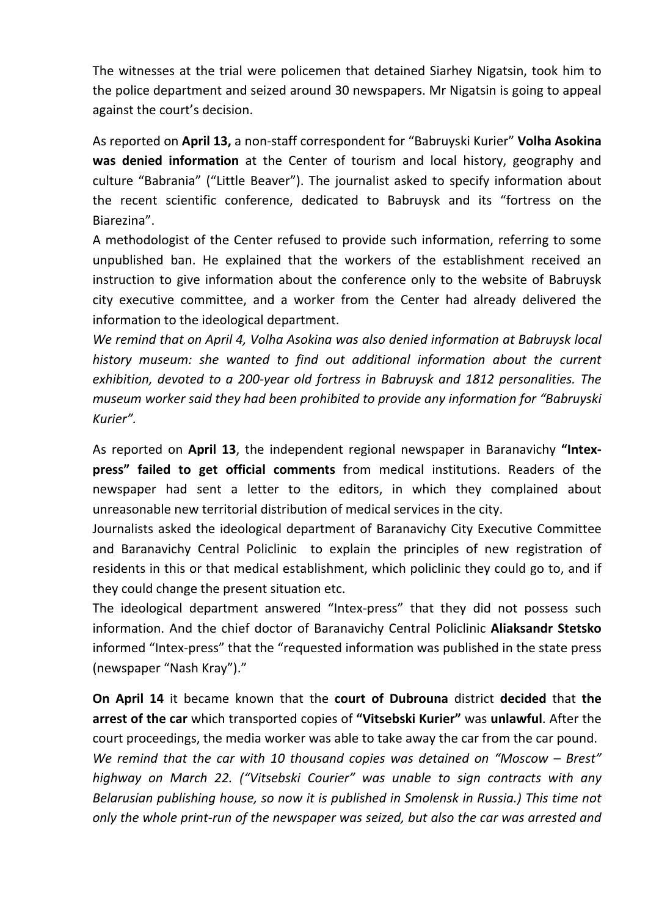The witnesses at the trial were policemen that detained Siarhey Nigatsin, took him to the police department and seized around 30 newspapers. Mr Nigatsin is going to appeal against the court's decision.

As reported on **April 13,** a non-staff correspondent for "Babruyski Kurier" **Volha Asokina was denied information** at the Center of tourism and local history, geography and culture "Babrania" ("Little Beaver"). The journalist asked to specify information about the recent scientific conference, dedicated to Babruysk and its "fortress on the Biarezina".
A methodologist of the Center refused to provide such information, referring to some unpublished ban. He explained that the workers of the establishment received an instruction to give information about the conference only to the website of Babruysk city executive committee, and a worker from the Center had already delivered the information to the ideological department.
*We remind that on April 4, Volha Asokina was also denied information at Babruysk local history museum: she wanted to find out additional information about the current exhibition, devoted to a 200-year old fortress in Babruysk and 1812 personalities. The museum worker said they had been prohibited to provide any information for "Babruyski Kurier".*

As reported on **April 13**, the independent regional newspaper in Baranavichy **"Intex-press" failed to get official comments** from medical institutions. Readers of the newspaper had sent a letter to the editors, in which they complained about unreasonable new territorial distribution of medical services in the city.
Journalists asked the ideological department of Baranavichy City Executive Committee and Baranavichy Central Policlinic to explain the principles of new registration of residents in this or that medical establishment, which policlinic they could go to, and if they could change the present situation etc.
The ideological department answered "Intex-press" that they did not possess such information. And the chief doctor of Baranavichy Central Policlinic **Aliaksandr Stetsko** informed "Intex-press" that the "requested information was published in the state press (newspaper "Nash Kray")."

**On April 14** it became known that the **court of Dubrouna** district **decided** that **the arrest of the car** which transported copies of **"Vitsebski Kurier"** was **unlawful**. After the court proceedings, the media worker was able to take away the car from the car pound.
*We remind that the car with 10 thousand copies was detained on "Moscow – Brest" highway on March 22. ("Vitsebski Courier" was unable to sign contracts with any Belarusian publishing house, so now it is published in Smolensk in Russia.) This time not only the whole print-run of the newspaper was seized, but also the car was arrested and*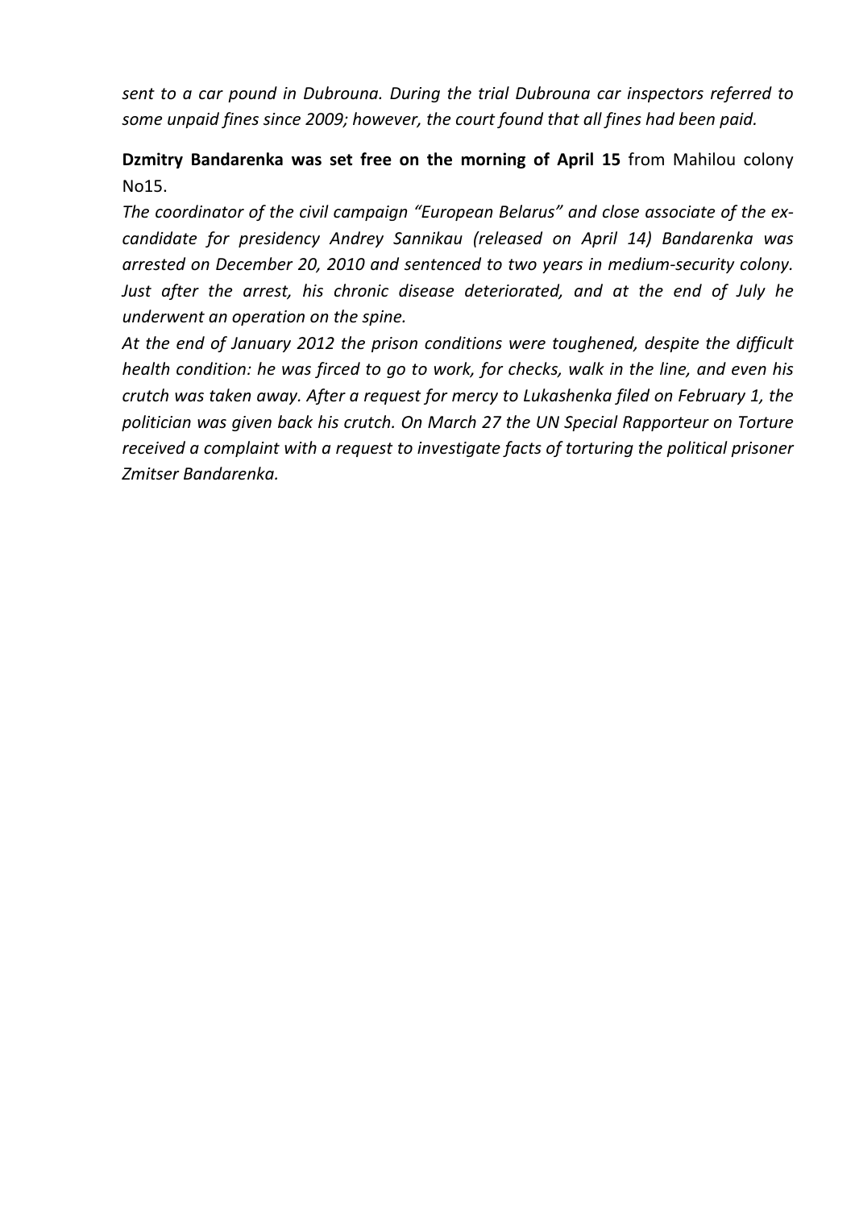*sent to a car pound in Dubrouna. During the trial Dubrouna car inspectors referred to some unpaid fines since 2009; however, the court found that all fines had been paid.*

**Dzmitry Bandarenka was set free on the morning of April 15** from Mahilou colony No15.

*The coordinator of the civil campaign "European Belarus" and close associate of the ex-candidate for presidency Andrey Sannikau (released on April 14) Bandarenka was arrested on December 20, 2010 and sentenced to two years in medium-security colony. Just after the arrest, his chronic disease deteriorated, and at the end of July he underwent an operation on the spine.*

*At the end of January 2012 the prison conditions were toughened, despite the difficult health condition: he was firced to go to work, for checks, walk in the line, and even his crutch was taken away. After a request for mercy to Lukashenka filed on February 1, the politician was given back his crutch. On March 27 the UN Special Rapporteur on Torture received a complaint with a request to investigate facts of torturing the political prisoner Zmitser Bandarenka.*